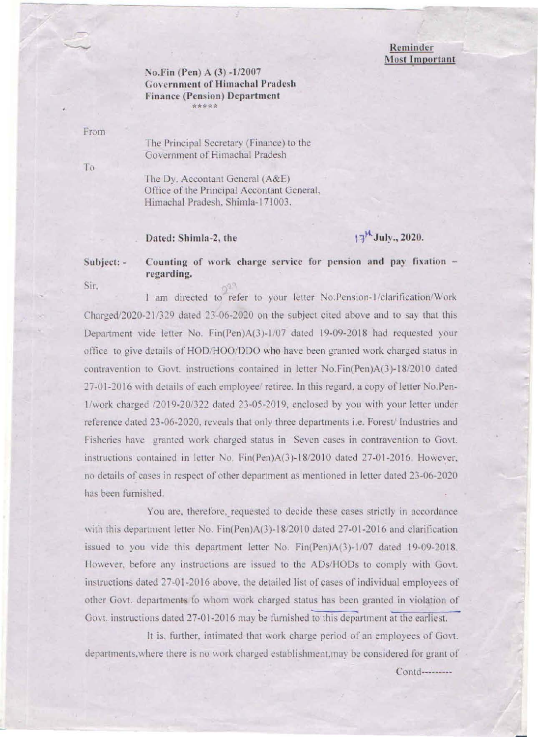**Reminder**
**Most Important**

**No.Fin (Pen) A (3) -1/2007**
**Government of Himachal Pradesh**
**Finance (Pension) Department**
\*\*\*\*\*

From

The Principal Secretary (Finance) to the Government of Himachal Pradesh

To

The Dy. Accontant General (A&E)
Office of the Principal Accontant General,
Himachal Pradesh, Shimla-171003.

**Dated: Shimla-2, the 17th July., 2020.**

**Subject: - Counting of work charge service for pension and pay fixation – regarding.**

Sir,

I am directed to refer to your letter No.Pension-1/clarification/Work Charged/2020-21/329 dated 23-06-2020 on the subject cited above and to say that this Department vide letter No. Fin(Pen)A(3)-1/07 dated 19-09-2018 had requested your office to give details of HOD/HOO/DDO who have been granted work charged status in contravention to Govt. instructions contained in letter No.Fin(Pen)A(3)-18/2010 dated 27-01-2016 with details of each employee/ retiree. In this regard, a copy of letter No.Pen-1/work charged /2019-20/322 dated 23-05-2019, enclosed by you with your letter under reference dated 23-06-2020, reveals that only three departments i.e. Forest/ Industries and Fisheries have granted work charged status in Seven cases in contravention to Govt. instructions contained in letter No. Fin(Pen)A(3)-18/2010 dated 27-01-2016. However, no details of cases in respect of other department as mentioned in letter dated 23-06-2020 has been furnished.

You are, therefore, requested to decide these cases strictly in accordance with this department letter No. Fin(Pen)A(3)-18/2010 dated 27-01-2016 and clarification issued to you vide this department letter No. Fin(Pen)A(3)-1/07 dated 19-09-2018. However, before any instructions are issued to the ADs/HODs to comply with Govt. instructions dated 27-01-2016 above, the detailed list of cases of individual employees of other Govt. departments to whom work charged status has been granted in violation of Govt. instructions dated 27-01-2016 may be furnished to this department at the earliest.

It is, further, intimated that work charge period of an employees of Govt. departments,where there is no work charged establishment,may be considered for grant of

Contd---------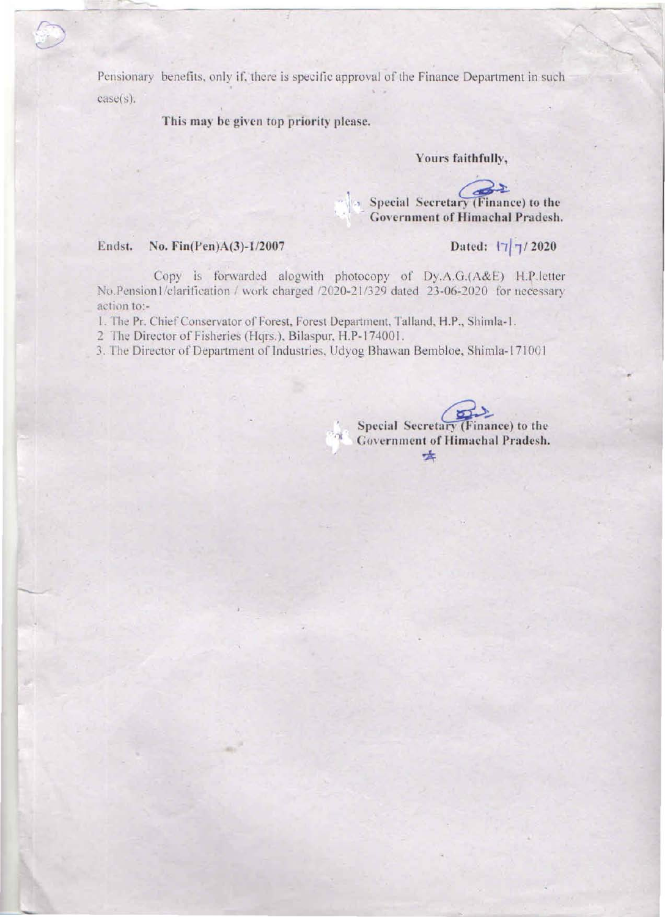Pensionary benefits, only if, there is specific approval of the Finance Department in such case(s).

**This may be given top priority please.**

**Yours faithfully,**

**Special Secretary (Finance) to the Government of Himachal Pradesh.**

Endst. **No. Fin(Pen)A(3)-1/2007** **Dated: 17/7/2020**

Copy is forwarded alogwith photocopy of Dy.A.G.(A&E) H.P.letter No.Pension1/clarification / work charged /2020-21/329 dated 23-06-2020 for necessary action to:-

1. The Pr. Chief Conservator of Forest, Forest Department, Talland, H.P., Shimla-1.
2. The Director of Fisheries (Hqrs.), Bilaspur, H.P-174001.
3. The Director of Department of Industries, Udyog Bhawan Bembloe, Shimla-171001

**Special Secretary (Finance) to the Government of Himachal Pradesh.**